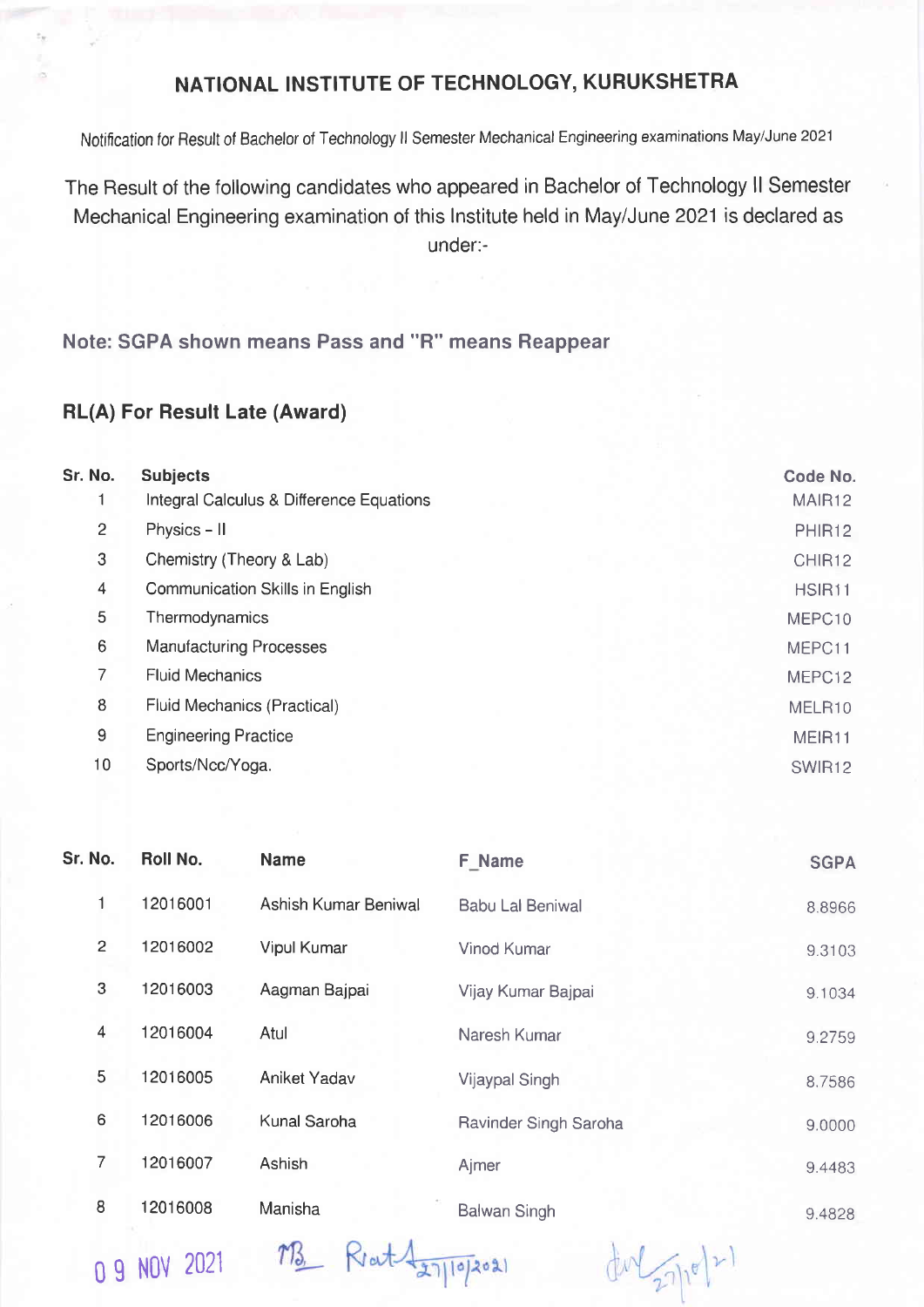# NATIONAL INSTITUTE OF TECHNOLOGY, KURUKSHETRA

Notification for Result of Bachelor of Technology II Semester Mechanical Engineering examinations May/June 2021

The Result of the following candidates who appeared in Bachelor of Technology II Semester Mechanical Engineering examination of this Institute held in May/June 2021 is declared as under:-

**Note: SGPA shown means Pass and "R" means Reappear**

**RL(A) For Result Late (Award)**

| Sr. No. | Subjects | Code No. |
|---|---|---|
| 1 | Integral Calculus & Difference Equations | MAIR12 |
| 2 | Physics – II | PHIR12 |
| 3 | Chemistry (Theory & Lab) | CHIR12 |
| 4 | Communication Skills in English | HSIR11 |
| 5 | Thermodynamics | MEPC10 |
| 6 | Manufacturing Processes | MEPC11 |
| 7 | Fluid Mechanics | MEPC12 |
| 8 | Fluid Mechanics (Practical) | MELR10 |
| 9 | Engineering Practice | MEIR11 |
| 10 | Sports/Ncc/Yoga. | SWIR12 |

| Sr. No. | Roll No. | Name | F_Name | SGPA |
|---|---|---|---|---|
| 1 | 12016001 | Ashish Kumar Beniwal | Babu Lal Beniwal | 8.8966 |
| 2 | 12016002 | Vipul Kumar | Vinod Kumar | 9.3103 |
| 3 | 12016003 | Aagman Bajpai | Vijay Kumar Bajpai | 9.1034 |
| 4 | 12016004 | Atul | Naresh Kumar | 9.2759 |
| 5 | 12016005 | Aniket Yadav | Vijaypal Singh | 8.7586 |
| 6 | 12016006 | Kunal Saroha | Ravinder Singh Saroha | 9.0000 |
| 7 | 12016007 | Ashish | Ajmer | 9.4483 |
| 8 | 12016008 | Manisha | Balwan Singh | 9.4828 |

09 NOV 2021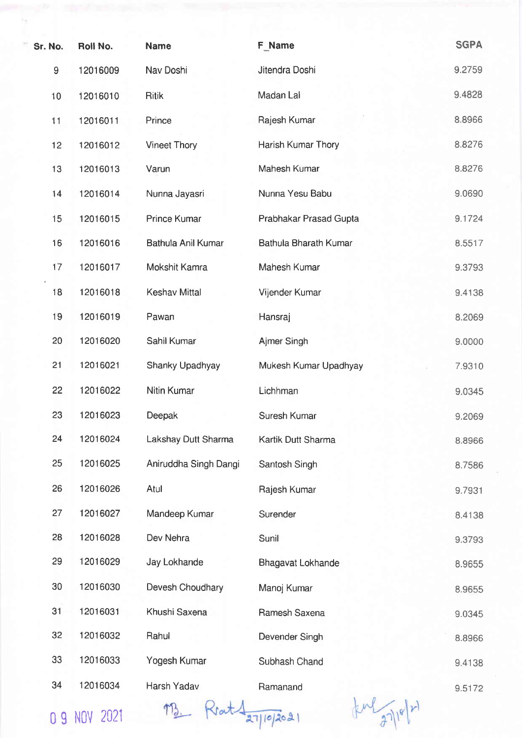| Sr. No. | Roll No. | Name | F_Name | SGPA |
|---|---|---|---|---|
| 9 | 12016009 | Nav Doshi | Jitendra Doshi | 9.2759 |
| 10 | 12016010 | Ritik | Madan Lal | 9.4828 |
| 11 | 12016011 | Prince | Rajesh Kumar | 8.8966 |
| 12 | 12016012 | Vineet Thory | Harish Kumar Thory | 8.8276 |
| 13 | 12016013 | Varun | Mahesh Kumar | 8.8276 |
| 14 | 12016014 | Nunna Jayasri | Nunna Yesu Babu | 9.0690 |
| 15 | 12016015 | Prince Kumar | Prabhakar Prasad Gupta | 9.1724 |
| 16 | 12016016 | Bathula Anil Kumar | Bathula Bharath Kumar | 8.5517 |
| 17 | 12016017 | Mokshit Kamra | Mahesh Kumar | 9.3793 |
| 18 | 12016018 | Keshav Mittal | Vijender Kumar | 9.4138 |
| 19 | 12016019 | Pawan | Hansraj | 8.2069 |
| 20 | 12016020 | Sahil Kumar | Ajmer Singh | 9.0000 |
| 21 | 12016021 | Shanky Upadhyay | Mukesh Kumar Upadhyay | 7.9310 |
| 22 | 12016022 | Nitin Kumar | Lichhman | 9.0345 |
| 23 | 12016023 | Deepak | Suresh Kumar | 9.2069 |
| 24 | 12016024 | Lakshay Dutt Sharma | Kartik Dutt Sharma | 8.8966 |
| 25 | 12016025 | Aniruddha Singh Dangi | Santosh Singh | 8.7586 |
| 26 | 12016026 | Atul | Rajesh Kumar | 9.7931 |
| 27 | 12016027 | Mandeep Kumar | Surender | 8.4138 |
| 28 | 12016028 | Dev Nehra | Sunil | 9.3793 |
| 29 | 12016029 | Jay Lokhande | Bhagavat Lokhande | 8.9655 |
| 30 | 12016030 | Devesh Choudhary | Manoj Kumar | 8.9655 |
| 31 | 12016031 | Khushi Saxena | Ramesh Saxena | 9.0345 |
| 32 | 12016032 | Rahul | Devender Singh | 8.8966 |
| 33 | 12016033 | Yogesh Kumar | Subhash Chand | 9.4138 |
| 34 | 12016034 | Harsh Yadav | Ramanand | 9.5172 |

09 NOV 2021

27/10/2021

27/10/21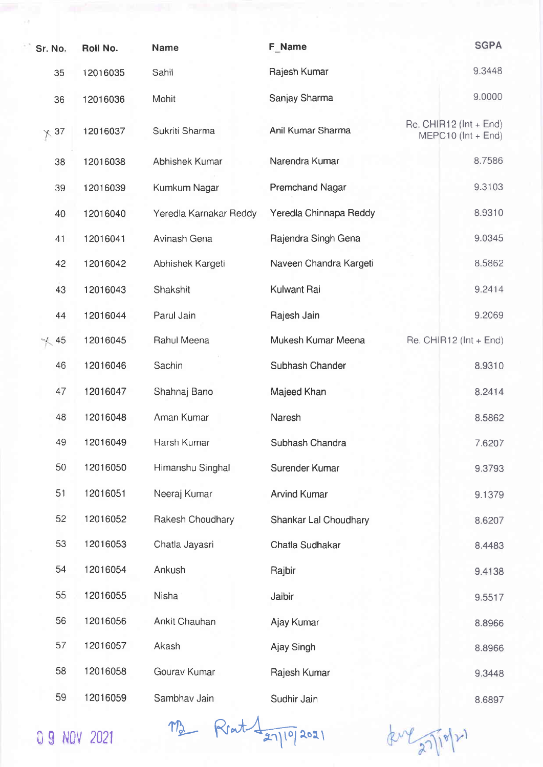| Sr. No. | Roll No. | Name | F_Name | SGPA |
|---|---|---|---|---|
| 35 | 12016035 | Sahil | Rajesh Kumar | 9.3448 |
| 36 | 12016036 | Mohit | Sanjay Sharma | 9.0000 |
| 37 | 12016037 | Sukriti Sharma | Anil Kumar Sharma | Re. CHIR12 (Int + End) MEPC10 (Int + End) |
| 38 | 12016038 | Abhishek Kumar | Narendra Kumar | 8.7586 |
| 39 | 12016039 | Kumkum Nagar | Premchand Nagar | 9.3103 |
| 40 | 12016040 | Yeredla Karnakar Reddy | Yeredla Chinnapa Reddy | 8.9310 |
| 41 | 12016041 | Avinash Gena | Rajendra Singh Gena | 9.0345 |
| 42 | 12016042 | Abhishek Kargeti | Naveen Chandra Kargeti | 8.5862 |
| 43 | 12016043 | Shakshit | Kulwant Rai | 9.2414 |
| 44 | 12016044 | Parul Jain | Rajesh Jain | 9.2069 |
| 45 | 12016045 | Rahul Meena | Mukesh Kumar Meena | Re. CHIR12 (Int + End) |
| 46 | 12016046 | Sachin | Subhash Chander | 8.9310 |
| 47 | 12016047 | Shahnaj Bano | Majeed Khan | 8.2414 |
| 48 | 12016048 | Aman Kumar | Naresh | 8.5862 |
| 49 | 12016049 | Harsh Kumar | Subhash Chandra | 7.6207 |
| 50 | 12016050 | Himanshu Singhal | Surender Kumar | 9.3793 |
| 51 | 12016051 | Neeraj Kumar | Arvind Kumar | 9.1379 |
| 52 | 12016052 | Rakesh Choudhary | Shankar Lal Choudhary | 8.6207 |
| 53 | 12016053 | Chatla Jayasri | Chatla Sudhakar | 8.4483 |
| 54 | 12016054 | Ankush | Rajbir | 9.4138 |
| 55 | 12016055 | Nisha | Jaibir | 9.5517 |
| 56 | 12016056 | Ankit Chauhan | Ajay Kumar | 8.8966 |
| 57 | 12016057 | Akash | Ajay Singh | 8.8966 |
| 58 | 12016058 | Gourav Kumar | Rajesh Kumar | 9.3448 |
| 59 | 12016059 | Sambhav Jain | Sudhir Jain | 8.6897 |

09 NOV 2021

27/10/2021

27/10/21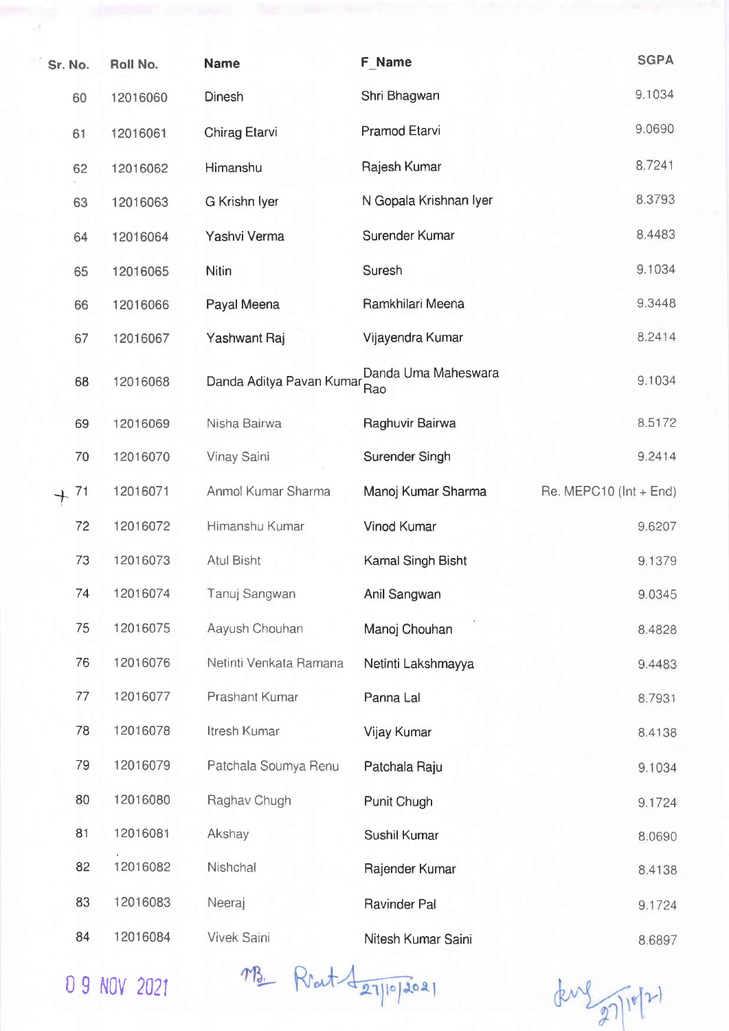| Sr. No. | Roll No. | Name | F_Name | SGPA |
|---|---|---|---|---|
| 60 | 12016060 | Dinesh | Shri Bhagwan | 9.1034 |
| 61 | 12016061 | Chirag Etarvi | Pramod Etarvi | 9.0690 |
| 62 | 12016062 | Himanshu | Rajesh Kumar | 8.7241 |
| 63 | 12016063 | G Krishn Iyer | N Gopala Krishnan Iyer | 8.3793 |
| 64 | 12016064 | Yashvi Verma | Surender Kumar | 8.4483 |
| 65 | 12016065 | Nitin | Suresh | 9.1034 |
| 66 | 12016066 | Payal Meena | Ramkhilari Meena | 9.3448 |
| 67 | 12016067 | Yashwant Raj | Vijayendra Kumar | 8.2414 |
| 68 | 12016068 | Danda Aditya Pavan Kumar | Danda Uma Maheswara Rao | 9.1034 |
| 69 | 12016069 | Nisha Bairwa | Raghuvir Bairwa | 8.5172 |
| 70 | 12016070 | Vinay Saini | Surender Singh | 9.2414 |
| 71 | 12016071 | Anmol Kumar Sharma | Manoj Kumar Sharma | Re. MEPC10 (Int + End) |
| 72 | 12016072 | Himanshu Kumar | Vinod Kumar | 9.6207 |
| 73 | 12016073 | Atul Bisht | Kamal Singh Bisht | 9.1379 |
| 74 | 12016074 | Tanuj Sangwan | Anil Sangwan | 9.0345 |
| 75 | 12016075 | Aayush Chouhan | Manoj Chouhan | 8.4828 |
| 76 | 12016076 | Netinti Venkata Ramana | Netinti Lakshmayya | 9.4483 |
| 77 | 12016077 | Prashant Kumar | Panna Lal | 8.7931 |
| 78 | 12016078 | Itresh Kumar | Vijay Kumar | 8.4138 |
| 79 | 12016079 | Patchala Soumya Renu | Patchala Raju | 9.1034 |
| 80 | 12016080 | Raghav Chugh | Punit Chugh | 9.1724 |
| 81 | 12016081 | Akshay | Sushil Kumar | 8.0690 |
| 82 | 12016082 | Nishchal | Rajender Kumar | 8.4138 |
| 83 | 12016083 | Neeraj | Ravinder Pal | 9.1724 |
| 84 | 12016084 | Vivek Saini | Nitesh Kumar Saini | 8.6897 |

09 NOV 2021

27/10/2021

27/10/21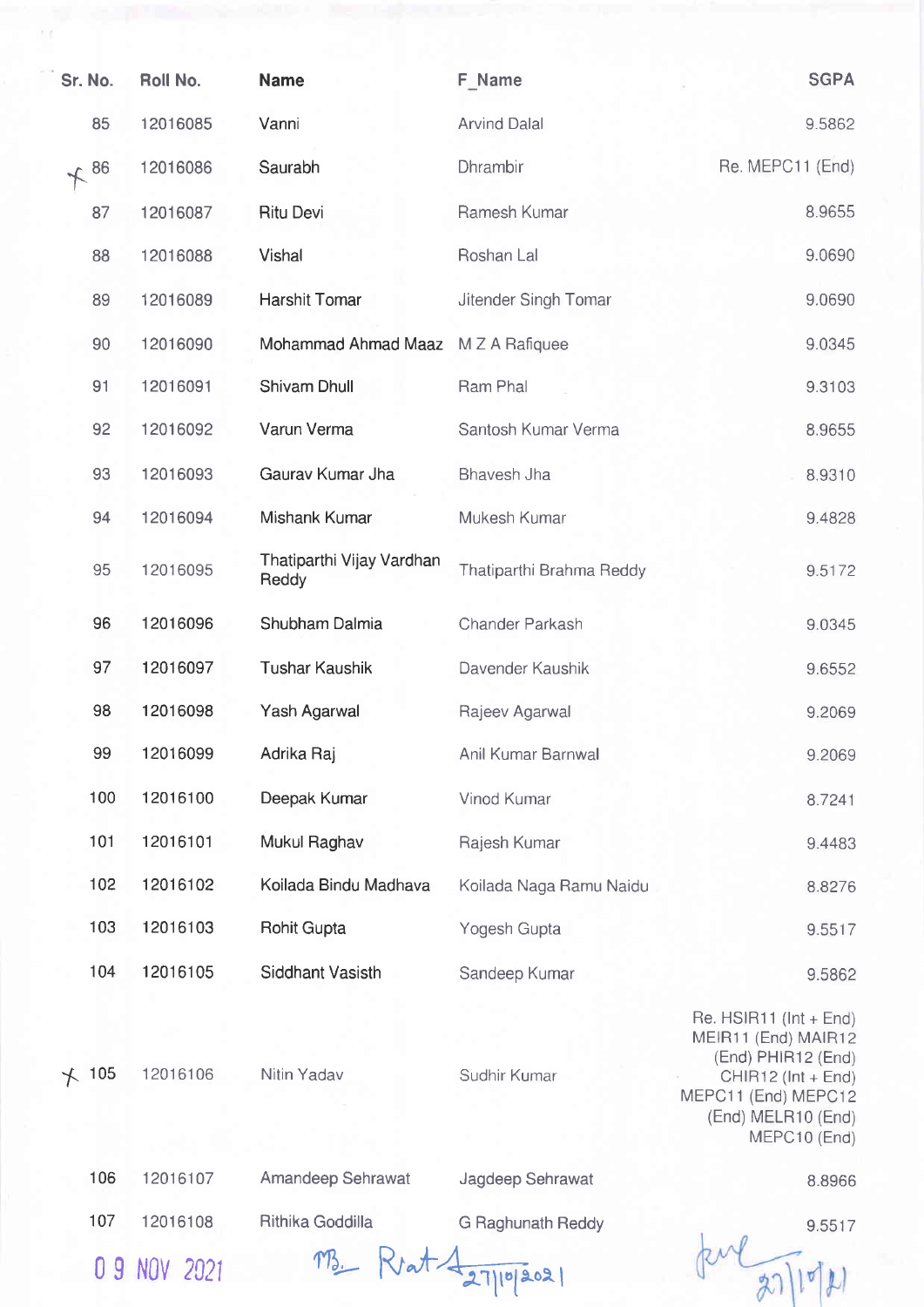| Sr. No. | Roll No. | Name | F_Name | SGPA |
|---|---|---|---|---|
| 85 | 12016085 | Vanni | Arvind Dalal | 9.5862 |
| 86 | 12016086 | Saurabh | Dhrambir | Re. MEPC11 (End) |
| 87 | 12016087 | Ritu Devi | Ramesh Kumar | 8.9655 |
| 88 | 12016088 | Vishal | Roshan Lal | 9.0690 |
| 89 | 12016089 | Harshit Tomar | Jitender Singh Tomar | 9.0690 |
| 90 | 12016090 | Mohammad Ahmad Maaz | M Z A Rafiquee | 9.0345 |
| 91 | 12016091 | Shivam Dhull | Ram Phal | 9.3103 |
| 92 | 12016092 | Varun Verma | Santosh Kumar Verma | 8.9655 |
| 93 | 12016093 | Gaurav Kumar Jha | Bhavesh Jha | 8.9310 |
| 94 | 12016094 | Mishank Kumar | Mukesh Kumar | 9.4828 |
| 95 | 12016095 | Thatiparthi Vijay Vardhan Reddy | Thatiparthi Brahma Reddy | 9.5172 |
| 96 | 12016096 | Shubham Dalmia | Chander Parkash | 9.0345 |
| 97 | 12016097 | Tushar Kaushik | Davender Kaushik | 9.6552 |
| 98 | 12016098 | Yash Agarwal | Rajeev Agarwal | 9.2069 |
| 99 | 12016099 | Adrika Raj | Anil Kumar Barnwal | 9.2069 |
| 100 | 12016100 | Deepak Kumar | Vinod Kumar | 8.7241 |
| 101 | 12016101 | Mukul Raghav | Rajesh Kumar | 9.4483 |
| 102 | 12016102 | Koilada Bindu Madhava | Koilada Naga Ramu Naidu | 8.8276 |
| 103 | 12016103 | Rohit Gupta | Yogesh Gupta | 9.5517 |
| 104 | 12016105 | Siddhant Vasisth | Sandeep Kumar | 9.5862 |
| 105 | 12016106 | Nitin Yadav | Sudhir Kumar | Re. HSIR11 (Int + End) MEIR11 (End) MAIR12 (End) PHIR12 (End) CHIR12 (Int + End) MEPC11 (End) MEPC12 (End) MELR10 (End) MEPC10 (End) |
| 106 | 12016107 | Amandeep Sehrawat | Jagdeep Sehrawat | 8.8966 |
| 107 | 12016108 | Rithika Goddilla | G Raghunath Reddy | 9.5517 |

09 NOV 2021

27/10/2021

27/10/21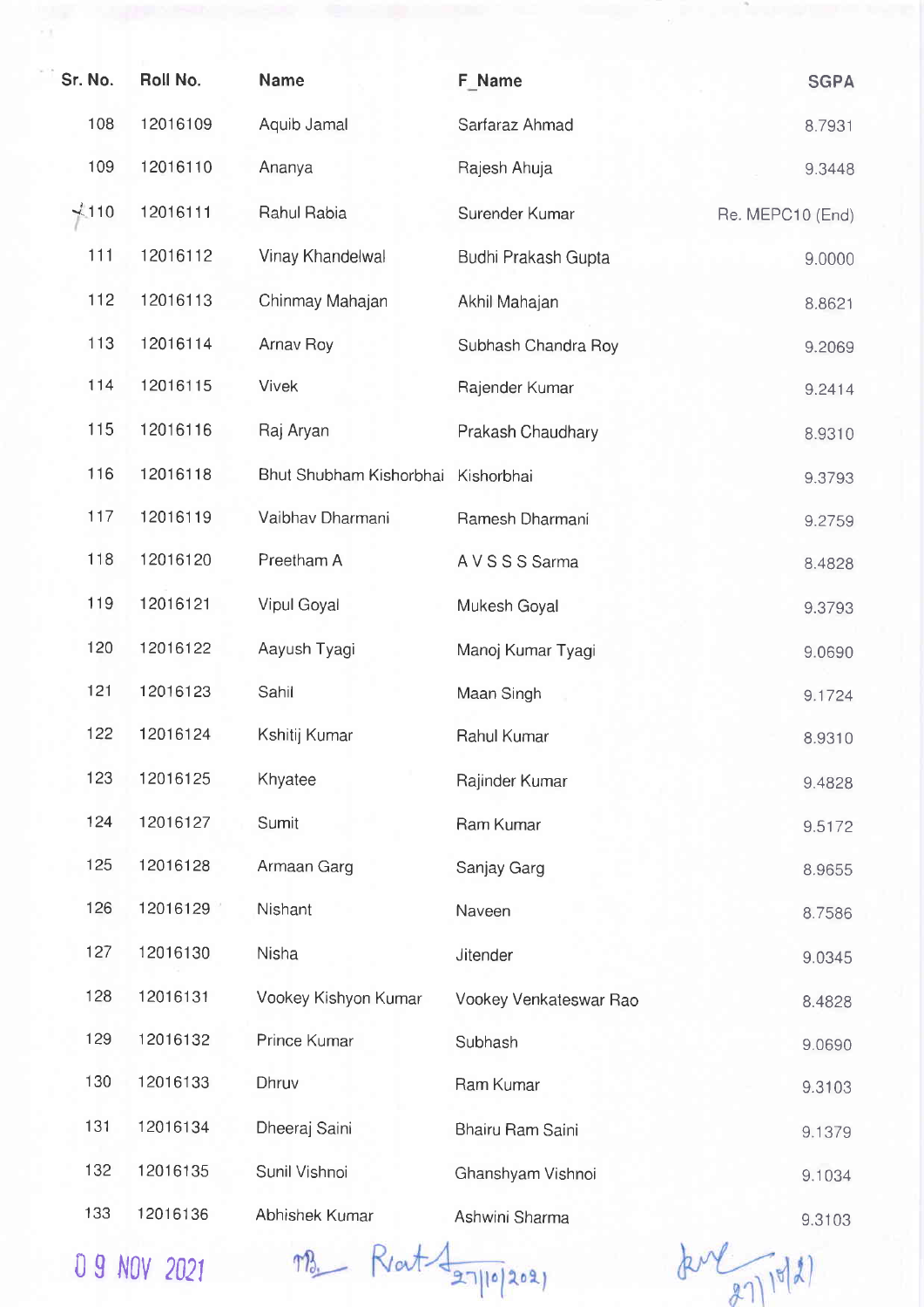| Sr. No. | Roll No. | Name | F_Name | SGPA |
|---|---|---|---|---|
| 108 | 12016109 | Aquib Jamal | Sarfaraz Ahmad | 8.7931 |
| 109 | 12016110 | Ananya | Rajesh Ahuja | 9.3448 |
| 110 | 12016111 | Rahul Rabia | Surender Kumar | Re. MEPC10 (End) |
| 111 | 12016112 | Vinay Khandelwal | Budhi Prakash Gupta | 9.0000 |
| 112 | 12016113 | Chinmay Mahajan | Akhil Mahajan | 8.8621 |
| 113 | 12016114 | Arnav Roy | Subhash Chandra Roy | 9.2069 |
| 114 | 12016115 | Vivek | Rajender Kumar | 9.2414 |
| 115 | 12016116 | Raj Aryan | Prakash Chaudhary | 8.9310 |
| 116 | 12016118 | Bhut Shubham Kishorbhai | Kishorbhai | 9.3793 |
| 117 | 12016119 | Vaibhav Dharmani | Ramesh Dharmani | 9.2759 |
| 118 | 12016120 | Preetham A | A V S S S Sarma | 8.4828 |
| 119 | 12016121 | Vipul Goyal | Mukesh Goyal | 9.3793 |
| 120 | 12016122 | Aayush Tyagi | Manoj Kumar Tyagi | 9.0690 |
| 121 | 12016123 | Sahil | Maan Singh | 9.1724 |
| 122 | 12016124 | Kshitij Kumar | Rahul Kumar | 8.9310 |
| 123 | 12016125 | Khyatee | Rajinder Kumar | 9.4828 |
| 124 | 12016127 | Sumit | Ram Kumar | 9.5172 |
| 125 | 12016128 | Armaan Garg | Sanjay Garg | 8.9655 |
| 126 | 12016129 | Nishant | Naveen | 8.7586 |
| 127 | 12016130 | Nisha | Jitender | 9.0345 |
| 128 | 12016131 | Vookey Kishyon Kumar | Vookey Venkateswar Rao | 8.4828 |
| 129 | 12016132 | Prince Kumar | Subhash | 9.0690 |
| 130 | 12016133 | Dhruv | Ram Kumar | 9.3103 |
| 131 | 12016134 | Dheeraj Saini | Bhairu Ram Saini | 9.1379 |
| 132 | 12016135 | Sunil Vishnoi | Ghanshyam Vishnoi | 9.1034 |
| 133 | 12016136 | Abhishek Kumar | Ashwini Sharma | 9.3103 |

09 NOV 2021 27/10/2021 27/10/21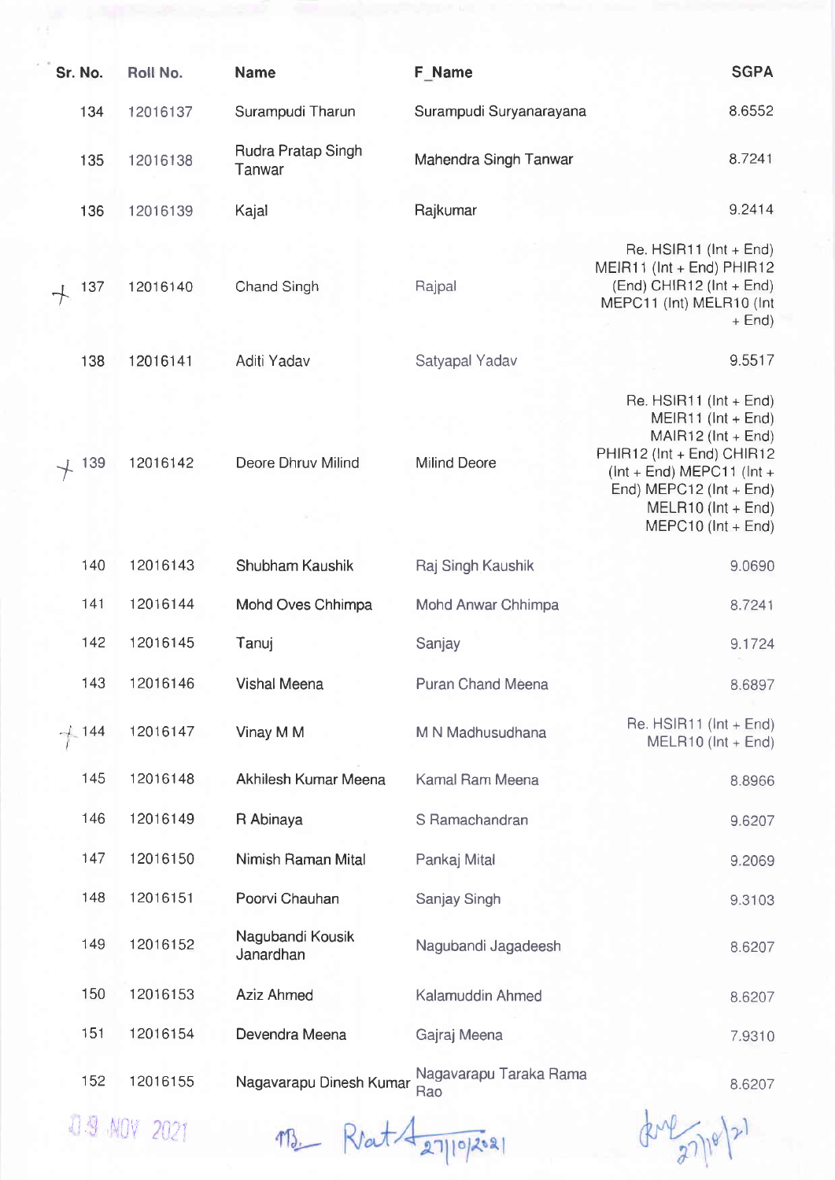| Sr. No. | Roll No. | Name | F_Name | SGPA |
|---|---|---|---|---|
| 134 | 12016137 | Surampudi Tharun | Surampudi Suryanarayana | 8.6552 |
| 135 | 12016138 | Rudra Pratap Singh Tanwar | Mahendra Singh Tanwar | 8.7241 |
| 136 | 12016139 | Kajal | Rajkumar | 9.2414 |
| 137 | 12016140 | Chand Singh | Rajpal | Re. HSIR11 (Int + End) MEIR11 (Int + End) PHIR12 (End) CHIR12 (Int + End) MEPC11 (Int) MELR10 (Int + End) |
| 138 | 12016141 | Aditi Yadav | Satyapal Yadav | 9.5517 |
| 139 | 12016142 | Deore Dhruv Milind | Milind Deore | Re. HSIR11 (Int + End) MEIR11 (Int + End) MAIR12 (Int + End) PHIR12 (Int + End) CHIR12 (Int + End) MEPC11 (Int + End) MEPC12 (Int + End) MELR10 (Int + End) MEPC10 (Int + End) |
| 140 | 12016143 | Shubham Kaushik | Raj Singh Kaushik | 9.0690 |
| 141 | 12016144 | Mohd Oves Chhimpa | Mohd Anwar Chhimpa | 8.7241 |
| 142 | 12016145 | Tanuj | Sanjay | 9.1724 |
| 143 | 12016146 | Vishal Meena | Puran Chand Meena | 8.6897 |
| 144 | 12016147 | Vinay M M | M N Madhusudhana | Re. HSIR11 (Int + End) MELR10 (Int + End) |
| 145 | 12016148 | Akhilesh Kumar Meena | Kamal Ram Meena | 8.8966 |
| 146 | 12016149 | R Abinaya | S Ramachandran | 9.6207 |
| 147 | 12016150 | Nimish Raman Mital | Pankaj Mital | 9.2069 |
| 148 | 12016151 | Poorvi Chauhan | Sanjay Singh | 9.3103 |
| 149 | 12016152 | Nagubandi Kousik Janardhan | Nagubandi Jagadeesh | 8.6207 |
| 150 | 12016153 | Aziz Ahmed | Kalamuddin Ahmed | 8.6207 |
| 151 | 12016154 | Devendra Meena | Gajraj Meena | 7.9310 |
| 152 | 12016155 | Nagavarapu Dinesh Kumar | Nagavarapu Taraka Rama Rao | 8.6207 |

09 NOV 2021

27/10/2021

27/10/21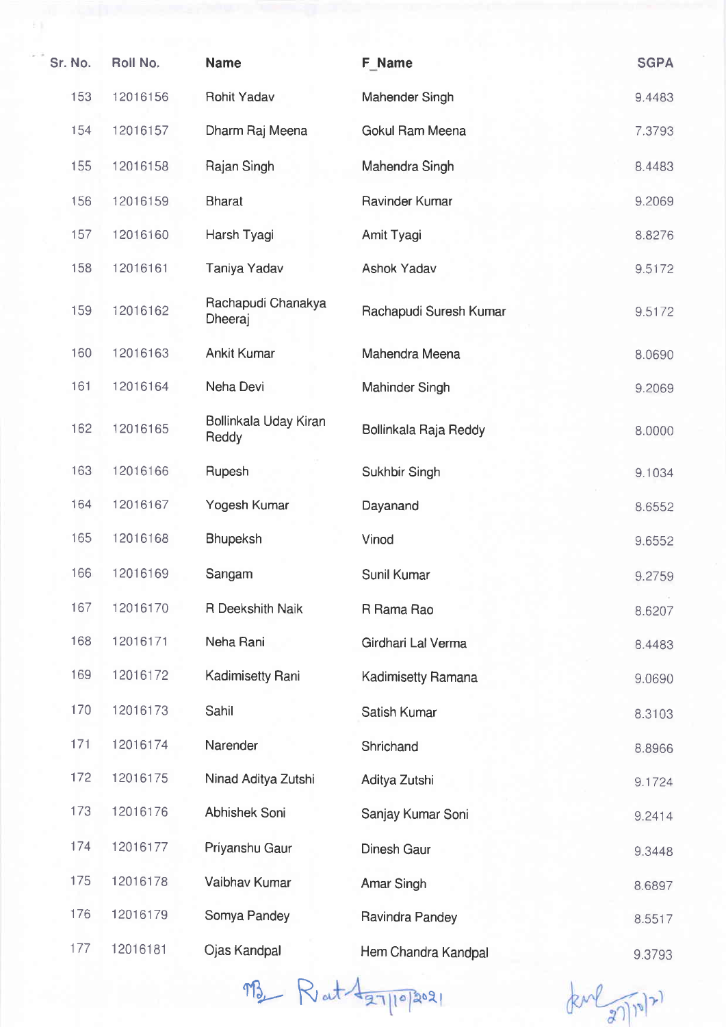| Sr. No. | Roll No. | Name | F_Name | SGPA |
|---|---|---|---|---|
| 153 | 12016156 | Rohit Yadav | Mahender Singh | 9.4483 |
| 154 | 12016157 | Dharm Raj Meena | Gokul Ram Meena | 7.3793 |
| 155 | 12016158 | Rajan Singh | Mahendra Singh | 8.4483 |
| 156 | 12016159 | Bharat | Ravinder Kumar | 9.2069 |
| 157 | 12016160 | Harsh Tyagi | Amit Tyagi | 8.8276 |
| 158 | 12016161 | Taniya Yadav | Ashok Yadav | 9.5172 |
| 159 | 12016162 | Rachapudi Chanakya Dheeraj | Rachapudi Suresh Kumar | 9.5172 |
| 160 | 12016163 | Ankit Kumar | Mahendra Meena | 8.0690 |
| 161 | 12016164 | Neha Devi | Mahinder Singh | 9.2069 |
| 162 | 12016165 | Bollinkala Uday Kiran Reddy | Bollinkala Raja Reddy | 8.0000 |
| 163 | 12016166 | Rupesh | Sukhbir Singh | 9.1034 |
| 164 | 12016167 | Yogesh Kumar | Dayanand | 8.6552 |
| 165 | 12016168 | Bhupeksh | Vinod | 9.6552 |
| 166 | 12016169 | Sangam | Sunil Kumar | 9.2759 |
| 167 | 12016170 | R Deekshith Naik | R Rama Rao | 8.6207 |
| 168 | 12016171 | Neha Rani | Girdhari Lal Verma | 8.4483 |
| 169 | 12016172 | Kadimisetty Rani | Kadimisetty Ramana | 9.0690 |
| 170 | 12016173 | Sahil | Satish Kumar | 8.3103 |
| 171 | 12016174 | Narender | Shrichand | 8.8966 |
| 172 | 12016175 | Ninad Aditya Zutshi | Aditya Zutshi | 9.1724 |
| 173 | 12016176 | Abhishek Soni | Sanjay Kumar Soni | 9.2414 |
| 174 | 12016177 | Priyanshu Gaur | Dinesh Gaur | 9.3448 |
| 175 | 12016178 | Vaibhav Kumar | Amar Singh | 8.6897 |
| 176 | 12016179 | Somya Pandey | Ravindra Pandey | 8.5517 |
| 177 | 12016181 | Ojas Kandpal | Hem Chandra Kandpal | 9.3793 |

27/10/2021

27/10/21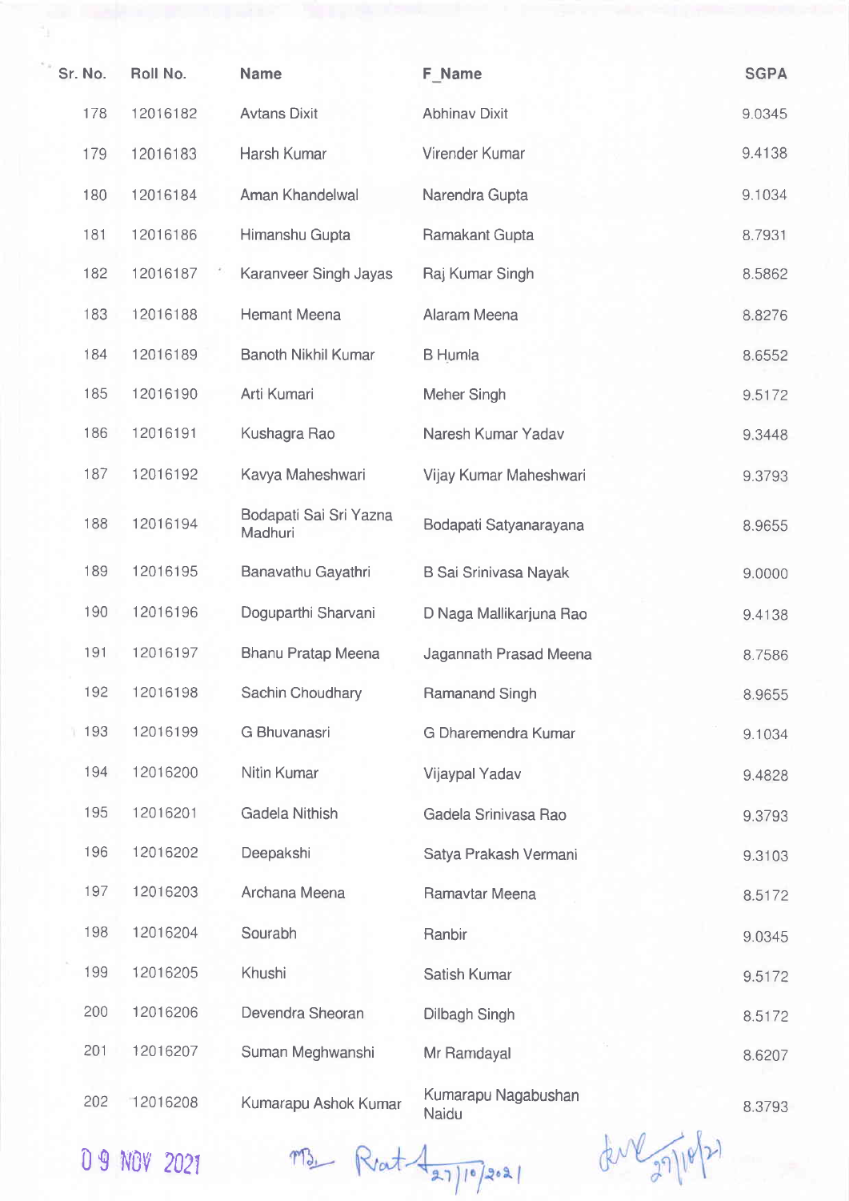| Sr. No. | Roll No. | Name | F_Name | SGPA |
|---|---|---|---|---|
| 178 | 12016182 | Avtans Dixit | Abhinav Dixit | 9.0345 |
| 179 | 12016183 | Harsh Kumar | Virender Kumar | 9.4138 |
| 180 | 12016184 | Aman Khandelwal | Narendra Gupta | 9.1034 |
| 181 | 12016186 | Himanshu Gupta | Ramakant Gupta | 8.7931 |
| 182 | 12016187 | Karanveer Singh Jayas | Raj Kumar Singh | 8.5862 |
| 183 | 12016188 | Hemant Meena | Alaram Meena | 8.8276 |
| 184 | 12016189 | Banoth Nikhil Kumar | B Humla | 8.6552 |
| 185 | 12016190 | Arti Kumari | Meher Singh | 9.5172 |
| 186 | 12016191 | Kushagra Rao | Naresh Kumar Yadav | 9.3448 |
| 187 | 12016192 | Kavya Maheshwari | Vijay Kumar Maheshwari | 9.3793 |
| 188 | 12016194 | Bodapati Sai Sri Yazna Madhuri | Bodapati Satyanarayana | 8.9655 |
| 189 | 12016195 | Banavathu Gayathri | B Sai Srinivasa Nayak | 9.0000 |
| 190 | 12016196 | Doguparthi Sharvani | D Naga Mallikarjuna Rao | 9.4138 |
| 191 | 12016197 | Bhanu Pratap Meena | Jagannath Prasad Meena | 8.7586 |
| 192 | 12016198 | Sachin Choudhary | Ramanand Singh | 8.9655 |
| 193 | 12016199 | G Bhuvanasri | G Dharemendra Kumar | 9.1034 |
| 194 | 12016200 | Nitin Kumar | Vijaypal Yadav | 9.4828 |
| 195 | 12016201 | Gadela Nithish | Gadela Srinivasa Rao | 9.3793 |
| 196 | 12016202 | Deepakshi | Satya Prakash Vermani | 9.3103 |
| 197 | 12016203 | Archana Meena | Ramavtar Meena | 8.5172 |
| 198 | 12016204 | Sourabh | Ranbir | 9.0345 |
| 199 | 12016205 | Khushi | Satish Kumar | 9.5172 |
| 200 | 12016206 | Devendra Sheoran | Dilbagh Singh | 8.5172 |
| 201 | 12016207 | Suman Meghwanshi | Mr Ramdayal | 8.6207 |
| 202 | 12016208 | Kumarapu Ashok Kumar | Kumarapu Nagabushan Naidu | 8.3793 |

09 NOV 2021

27/10/2021 27/10/21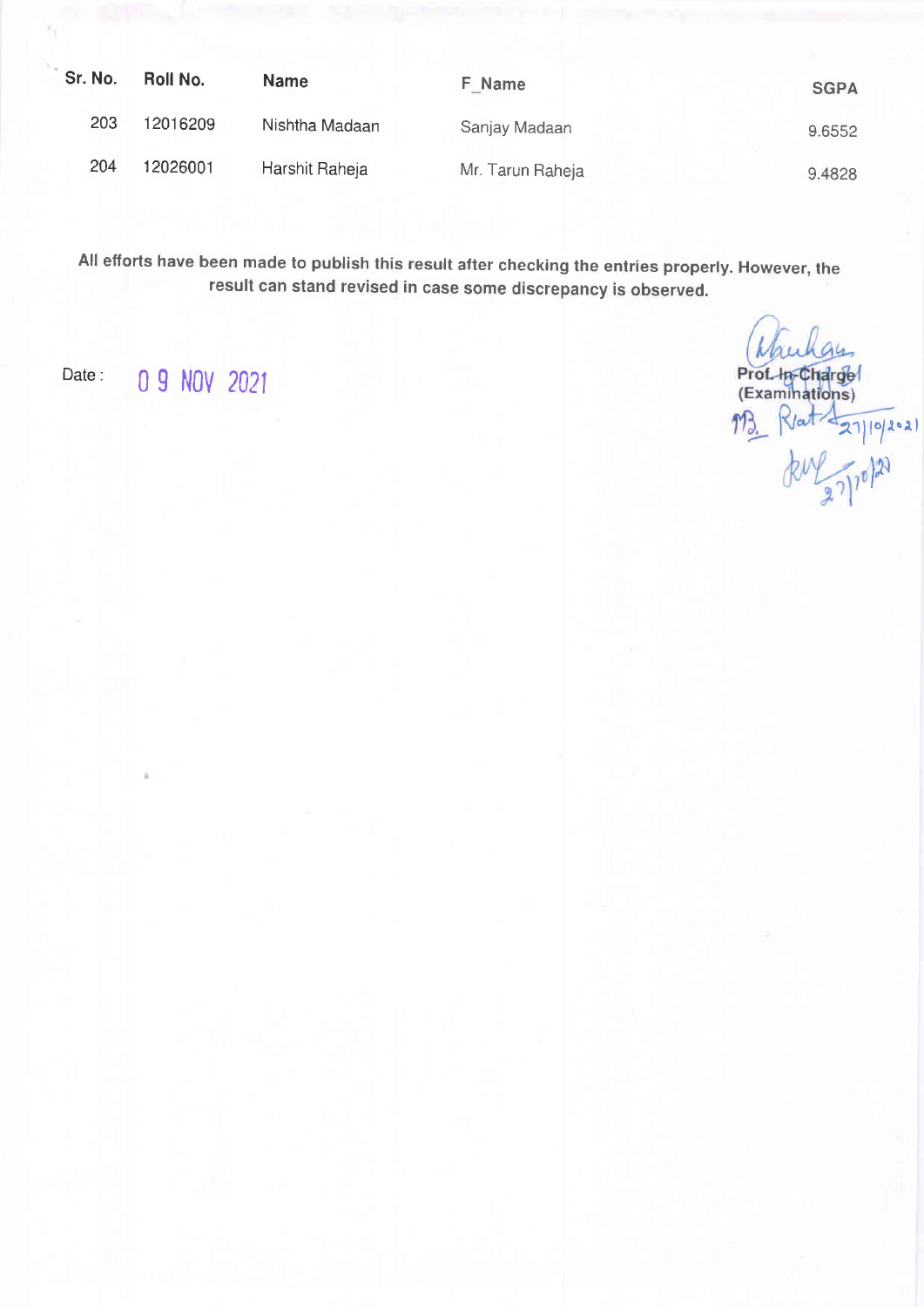| Sr. No. | Roll No. | Name | F_Name | SGPA |
|---|---|---|---|---|
| 203 | 12016209 | Nishtha Madaan | Sanjay Madaan | 9.6552 |
| 204 | 12026001 | Harshit Raheja | Mr. Tarun Raheja | 9.4828 |

**All efforts have been made to publish this result after checking the entries properly. However, the result can stand revised in case some discrepancy is observed.**

Date : 09 NOV 2021

**Prof.-In-Charge**
**(Examinations)**

27/10/2021

27/10/21